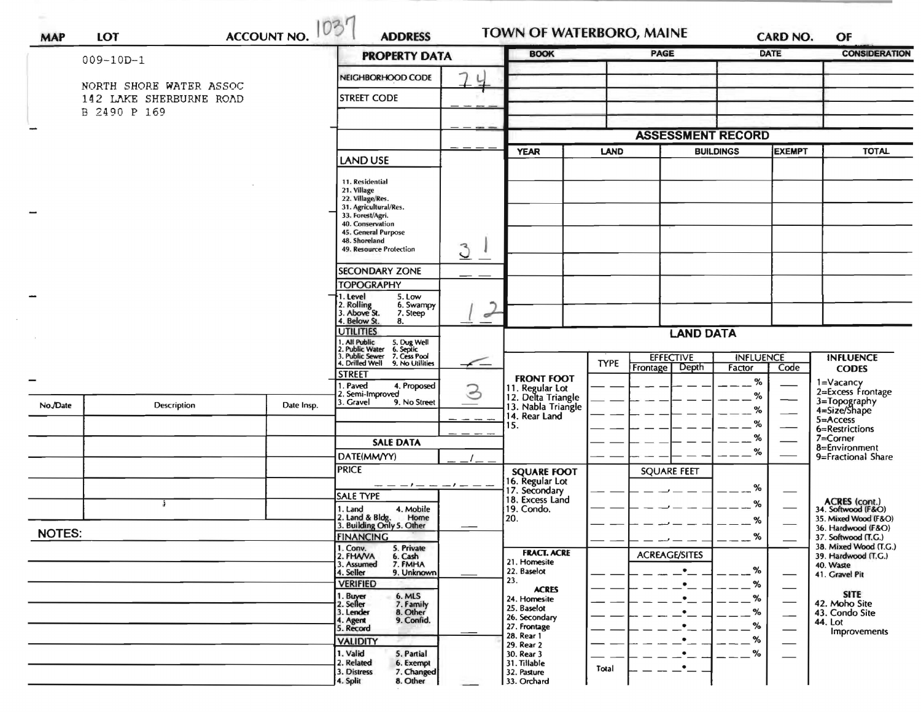| MAP | LOT | ACCOUNT NO. 1037 | ADDRESS | TOWN OF WATERBORO, MAINE | CARD NO. | OF |
|---|---|---|---|---|---|---|

009-10D-1

NORTH SHORE WATER ASSOC
142 LAKE SHERBURNE ROAD
B 2490 P 169

## PROPERTY DATA

| | |
|---|---|
| NEIGHBORHOOD CODE | 74 |
| STREET CODE | |
| | |
| | |

| LAND USE | |
|---|---|
| 11. Residential<br>21. Village<br>22. Village/Res.<br>31. Agricultural/Res.<br>33. Forest/Agri.<br>40. Conservation<br>45. General Purpose<br>48. Shoreland<br>49. Resource Protection | 31 |
| SECONDARY ZONE | |
| TOPOGRAPHY<br>1. Level 5. Low<br>2. Rolling 6. Swampy<br>3. Above St. 7. Steep<br>4. Below St. 8. | 12 |
| UTILITIES<br>1. All Public 5. Dug Well<br>2. Public Water 6. Septic<br>3. Public Sewer 7. Cess Pool<br>4. Drilled Well 9. No Utilities | |
| STREET<br>1. Paved 4. Proposed<br>2. Semi-Improved<br>3. Gravel 9. No Street | 3 |

## SALE DATA

| | |
|---|---|
| DATE(MM/YY) | / |
| PRICE | |
| SALE TYPE<br>1. Land 4. Mobile Home<br>2. Land & Bldg.<br>3. Building Only 5. Other | |
| FINANCING<br>1. Conv. 5. Private<br>2. FHA/VA 6. Cash<br>3. Assumed 7. FMHA<br>4. Seller 9. Unknown | |
| VERIFIED<br>1. Buyer 6. MLS<br>2. Seller 7. Family<br>3. Lender 8. Other<br>4. Agent 9. Confid.<br>5. Record | |
| VALIDITY<br>1. Valid 5. Partial<br>2. Related 6. Exempt<br>3. Distress 7. Changed<br>4. Split 8. Other | |

| BOOK | PAGE | DATE | CONSIDERATION |
|---|---|---|---|
| | | | |
| | | | |
| | | | |
| | | | |

## ASSESSMENT RECORD

| YEAR | LAND | BUILDINGS | EXEMPT | TOTAL |
|---|---|---|---|---|
| | | | | |
| | | | | |
| | | | | |
| | | | | |
| | | | | |
| | | | | |
| | | | | |

## LAND DATA

| | TYPE | EFFECTIVE Frontage | EFFECTIVE Depth | INFLUENCE Factor | INFLUENCE Code |
|---|---|---|---|---|---|
| **FRONT FOOT**<br>11. Regular Lot<br>12. Delta Triangle<br>13. Nabla Triangle<br>14. Rear Land<br>15. | | | | % | |
| **SQUARE FOOT**<br>16. Regular Lot<br>17. Secondary<br>18. Excess Land<br>19. Condo.<br>20. | | SQUARE FEET | | % | |
| **FRACT. ACRE**<br>21. Homesite<br>22. Baselot<br>23.<br>**ACRES**<br>24. Homesite<br>25. Baselot<br>26. Secondary<br>27. Frontage<br>28. Rear 1<br>29. Rear 2<br>30. Rear 3<br>31. Tillable<br>32. Pasture<br>33. Orchard | Total | ACREAGE/SITES | | % | |

**INFLUENCE CODES**
1=Vacancy
2=Excess Frontage
3=Topography
4=Size/Shape
5=Access
6=Restrictions
7=Corner
8=Environment
9=Fractional Share

**ACRES (cont.)**
34. Softwood (F&O)
35. Mixed Wood (F&O)
36. Hardwood (F&O)
37. Softwood (T.G.)
38. Mixed Wood (T.G.)
39. Hardwood (T.G.)
40. Waste
41. Gravel Pit

**SITE**
42. Moho Site
43. Condo Site
44. Lot Improvements

| No./Date | Description | Date Insp. |
|---|---|---|
| | | |
| | | |
| | | |
| | | |
| | | |

NOTES: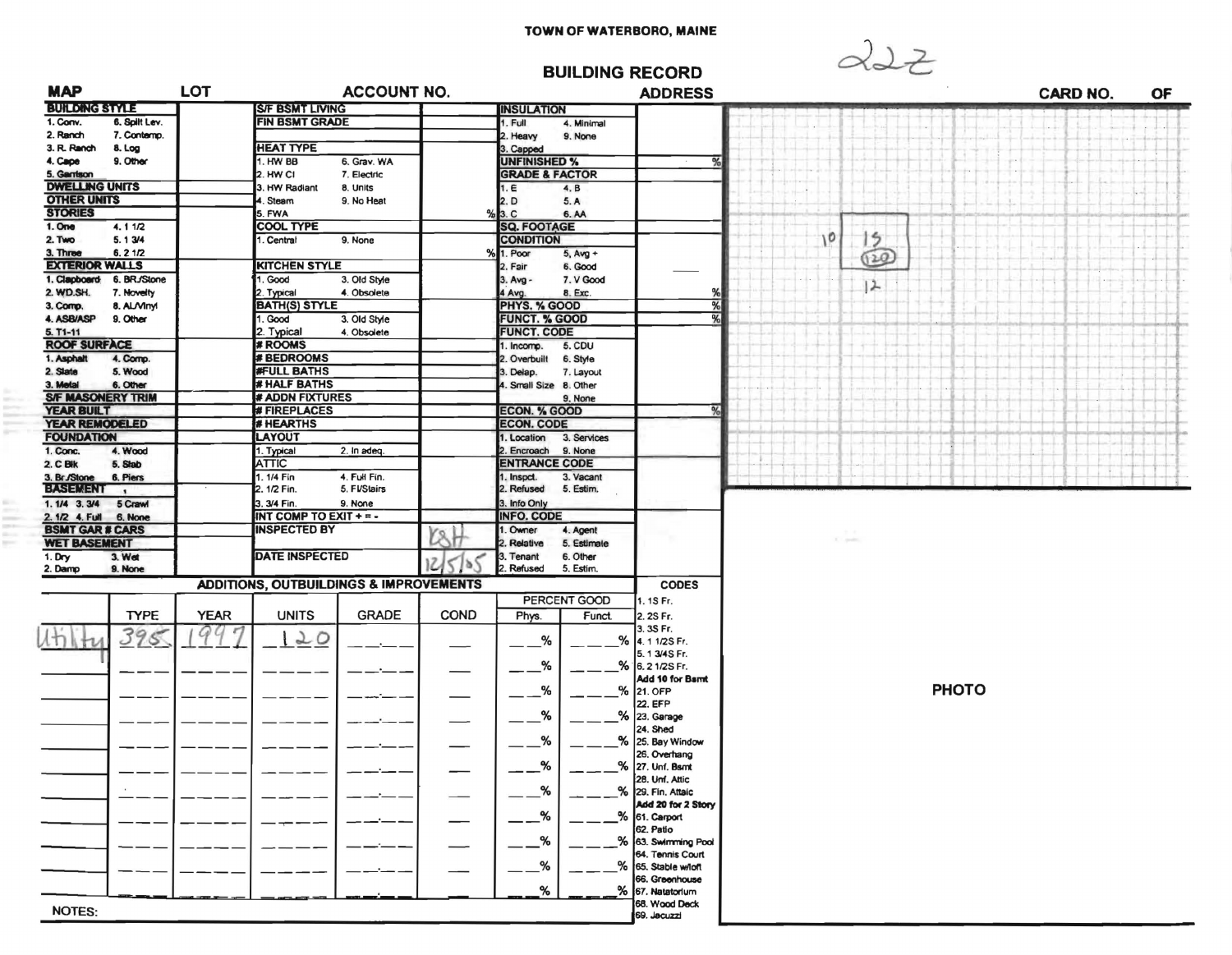TOWN OF WATERBORO, MAINE

222

## BUILDING RECORD

MAP | LOT | ACCOUNT NO. | ADDRESS | CARD NO. | OF

| | | | | | |
|---|---|---|---|---|---|
| **BUILDING STYLE** | | **S/F BSMT LIVING** | | **INSULATION** | |
| 1. Conv. 6. Split Lev. | | **FIN BSMT GRADE** | | 1. Full 4. Minimal | |
| 2. Ranch 7. Contemp. | | | | 2. Heavy 9. None | |
| 3. R. Ranch 8. Log | | **HEAT TYPE** | | 3. Capped | |
| 4. Cape 9. Other | | 1. HW BB 6. Grav. WA | | **UNFINISHED %** | % |
| 5. Garrison | | 2. HW CI 7. Electric | | **GRADE & FACTOR** | |
| **DWELLING UNITS** | | 3. HW Radiant 8. Units | | 1. E 4. B | |
| **OTHER UNITS** | | 4. Steam 9. No Heat | | 2. D 5. A | |
| **STORIES** | | 5. FWA | % | 3. C 6. AA | |
| 1. One 4. 1 1/2 | | **COOL TYPE** | | **SQ. FOOTAGE** | |
| 2. Two 5. 1 3/4 | | 1. Central 9. None | | **CONDITION** | |
| 3. Three 6. 2 1/2 | | | % | 1. Poor 5. Avg + | |
| **EXTERIOR WALLS** | | **KITCHEN STYLE** | | 2. Fair 6. Good | |
| 1. Clapboard 6. BR/Stone | | 1. Good 3. Old Style | | 3. Avg - 7. V Good | |
| 2. WD.SH. 7. Novelty | | 2. Typical 4. Obsolete | | 4 Avg. 8. Exc. | % |
| 3. Comp. 8. AL/Vinyl | | **BATH(S) STYLE** | | **PHYS. % GOOD** | % |
| 4. ASB/ASP 9. Other | | 1. Good 3. Old Style | | **FUNCT. % GOOD** | % |
| 5. T1-11 | | 2. Typical 4. Obsolete | | **FUNCT. CODE** | |
| **ROOF SURFACE** | | **# ROOMS** | | 1. Incomp. 5. CDU | |
| 1. Asphalt 4. Comp. | | **# BEDROOMS** | | 2. Overbuilt 6. Style | |
| 2. Slate 5. Wood | | **#FULL BATHS** | | 3. Delap. 7. Layout | |
| 3. Metal 6. Other | | **# HALF BATHS** | | 4. Small Size 8. Other | |
| **S/F MASONERY TRIM** | | **# ADDN FIXTURES** | | 9. None | |
| **YEAR BUILT** | | **# FIREPLACES** | | **ECON. % GOOD** | % |
| **YEAR REMODELED** | | **# HEARTHS** | | **ECON. CODE** | |
| **FOUNDATION** | | **LAYOUT** | | 1. Location 3. Services | |
| 1. Conc. 4. Wood | | 1. Typical 2. In adeq. | | 2. Encroach 9. None | |
| 2. C Blk 5. Slab | | **ATTIC** | | **ENTRANCE CODE** | |
| 3. Br./Stone 6. Piers | | 1. 1/4 Fin 4. Full Fin. | | 1. Inspct. 3. Vacant | |
| **BASEMENT** | | 2. 1/2 Fin. 5. Fl/Stairs | | 2. Refused 5. Estim. | |
| 1. 1/4 3. 3/4 5 Crawl | | 3. 3/4 Fin. 9. None | | 3. Info Only | |
| 2. 1/2 4. Full 6. None | | **INT COMP TO EXIT + = -** | | **INFO. CODE** | |
| **BSMT GAR # CARS** | | **INSPECTED BY** | KSH | 1. Owner 4. Agent | |
| **WET BASEMENT** | | | | 2. Relative 5. Estimate | |
| 1. Dry 3. Wet | | **DATE INSPECTED** | 12/5/05 | 3. Tenant 6. Other | |
| 2. Damp 9. None | | | | 2. Refused 5. Estim. | |

10 | 15 (120) | 12

### ADDITIONS, OUTBUILDINGS & IMPROVEMENTS

| | TYPE | YEAR | UNITS | GRADE | COND | PERCENT GOOD Phys. | Funct. |
|---|---|---|---|---|---|---|---|
| Utility | 395 | 1997 | 120 | | | % | % |
| | | | | | | % | % |
| | | | | | | % | % |
| | | | | | | % | % |
| | | | | | | % | % |
| | | | | | | % | % |
| | | | | | | % | % |
| | | | | | | % | % |
| | | | | | | % | % |
| | | | | | | % | % |
| | | | | | | % | % |

**CODES**
1. 1S Fr.
2. 2S Fr.
3. 3S Fr.
4. 1 1/2S Fr.
5. 1 3/4S Fr.
6. 2 1/2S Fr.
**Add 10 for Bsmt**
21. OFP
22. EFP
23. Garage
24. Shed
25. Bay Window
26. Overhang
27. Unf. Bsmt
28. Unf. Attic
29. Fin. Attic
**Add 20 for 2 Story**
61. Carport
62. Patio
63. Swimming Pool
64. Tennis Court
65. Stable w/loft
66. Greenhouse
67. Natatorium
68. Wood Deck
69. Jacuzzi

NOTES:

PHOTO